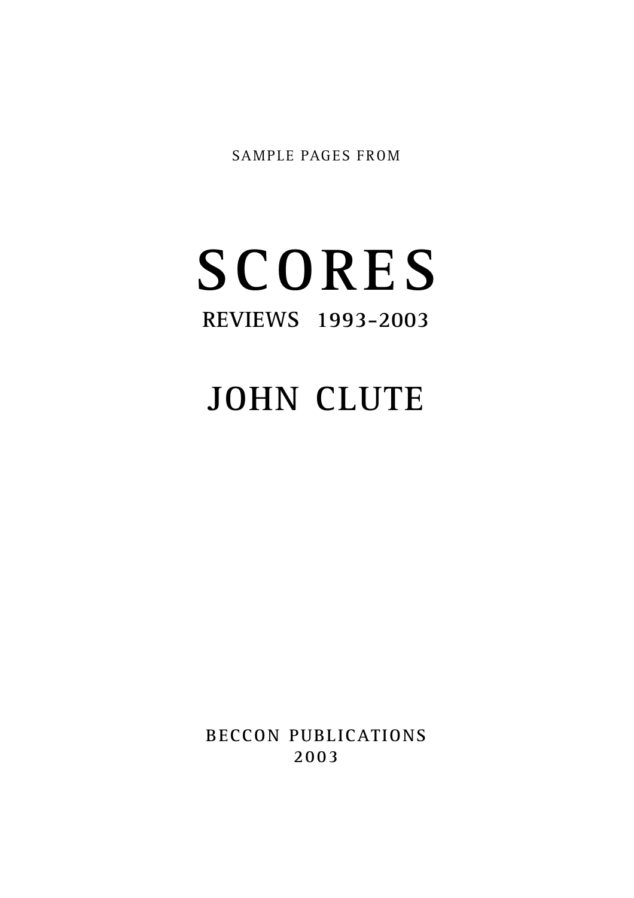SAMPLE PAGES FROM

# SCORES

## REVIEWS 1993-2003

## JOHN CLUTE

BECCON PUBLICATIONS
2003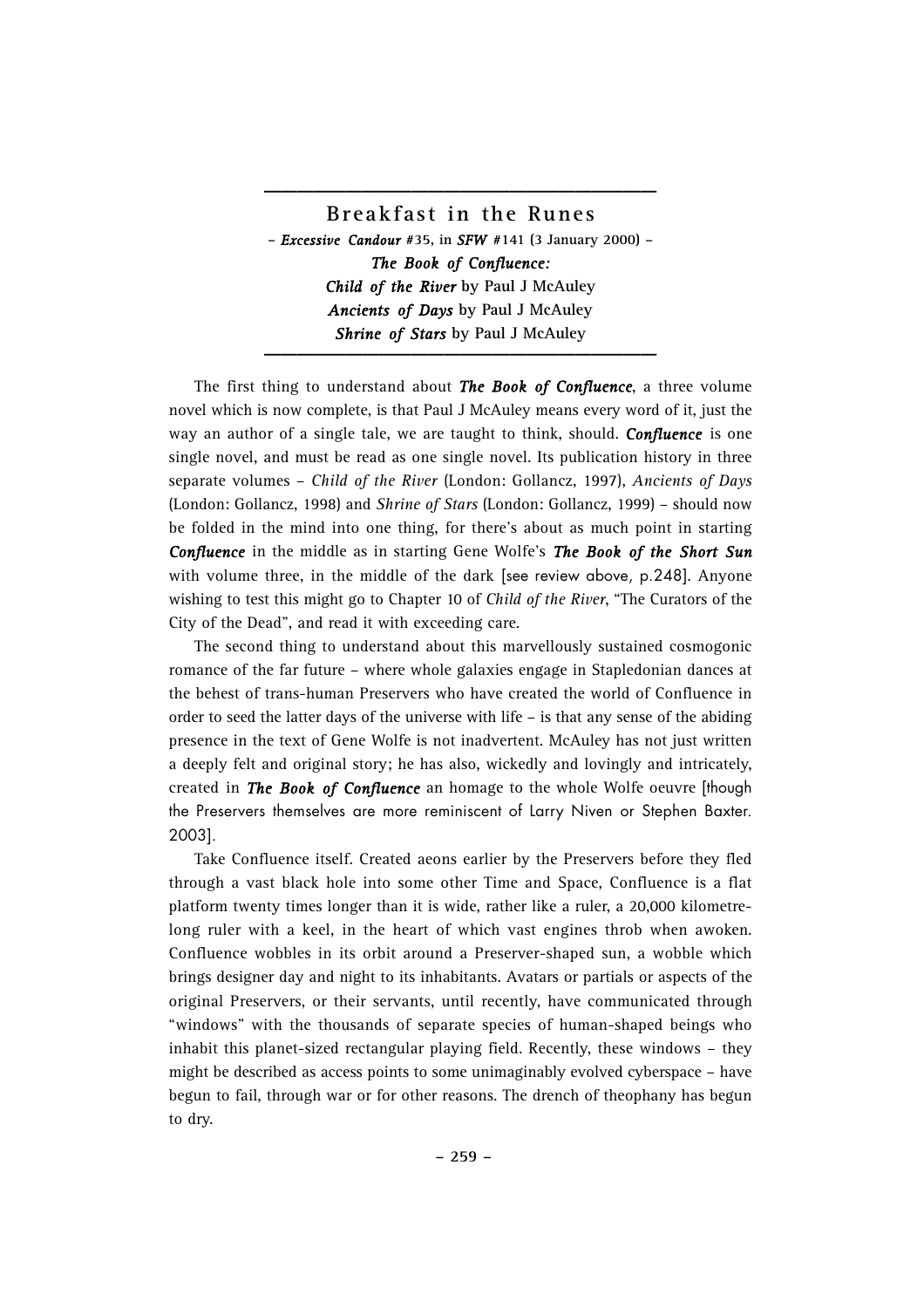## Breakfast in the Runes

– ***Excessive Candour*** **#35, in *SFW* #141 (3 January 2000)** –

***The Book of Confluence:***

***Child of the River*** **by Paul J McAuley**

***Ancients of Days*** **by Paul J McAuley**

***Shrine of Stars*** **by Paul J McAuley**

The first thing to understand about ***The Book of Confluence***, a three volume novel which is now complete, is that Paul J McAuley means every word of it, just the way an author of a single tale, we are taught to think, should. ***Confluence*** is one single novel, and must be read as one single novel. Its publication history in three separate volumes – *Child of the River* (London: Gollancz, 1997), *Ancients of Days* (London: Gollancz, 1998) and *Shrine of Stars* (London: Gollancz, 1999) – should now be folded in the mind into one thing, for there's about as much point in starting ***Confluence*** in the middle as in starting Gene Wolfe's ***The Book of the Short Sun*** with volume three, in the middle of the dark [see review above, p.248]. Anyone wishing to test this might go to Chapter 10 of *Child of the River*, "The Curators of the City of the Dead", and read it with exceeding care.

The second thing to understand about this marvellously sustained cosmogonic romance of the far future – where whole galaxies engage in Stapledonian dances at the behest of trans-human Preservers who have created the world of Confluence in order to seed the latter days of the universe with life – is that any sense of the abiding presence in the text of Gene Wolfe is not inadvertent. McAuley has not just written a deeply felt and original story; he has also, wickedly and lovingly and intricately, created in ***The Book of Confluence*** an homage to the whole Wolfe oeuvre [though the Preservers themselves are more reminiscent of Larry Niven or Stephen Baxter. 2003].

Take Confluence itself. Created aeons earlier by the Preservers before they fled through a vast black hole into some other Time and Space, Confluence is a flat platform twenty times longer than it is wide, rather like a ruler, a 20,000 kilometre-long ruler with a keel, in the heart of which vast engines throb when awoken. Confluence wobbles in its orbit around a Preserver-shaped sun, a wobble which brings designer day and night to its inhabitants. Avatars or partials or aspects of the original Preservers, or their servants, until recently, have communicated through "windows" with the thousands of separate species of human-shaped beings who inhabit this planet-sized rectangular playing field. Recently, these windows – they might be described as access points to some unimaginably evolved cyberspace – have begun to fail, through war or for other reasons. The drench of theophany has begun to dry.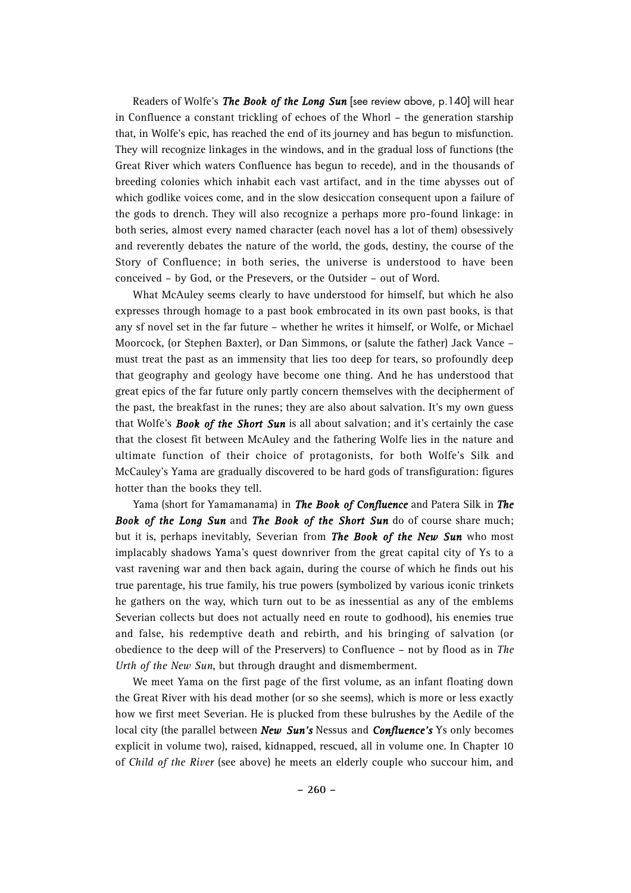Readers of Wolfe's ***The Book of the Long Sun*** [see review above, p.140] will hear in Confluence a constant trickling of echoes of the Whorl – the generation starship that, in Wolfe's epic, has reached the end of its journey and has begun to misfunction. They will recognize linkages in the windows, and in the gradual loss of functions (the Great River which waters Confluence has begun to recede), and in the thousands of breeding colonies which inhabit each vast artifact, and in the time abysses out of which godlike voices come, and in the slow desiccation consequent upon a failure of the gods to drench. They will also recognize a perhaps more pro-found linkage: in both series, almost every named character (each novel has a lot of them) obsessively and reverently debates the nature of the world, the gods, destiny, the course of the Story of Confluence; in both series, the universe is understood to have been conceived – by God, or the Presevers, or the Outsider – out of Word.

What McAuley seems clearly to have understood for himself, but which he also expresses through homage to a past book embrocated in its own past books, is that any sf novel set in the far future – whether he writes it himself, or Wolfe, or Michael Moorcock, (or Stephen Baxter), or Dan Simmons, or (salute the father) Jack Vance – must treat the past as an immensity that lies too deep for tears, so profoundly deep that geography and geology have become one thing. And he has understood that great epics of the far future only partly concern themselves with the decipherment of the past, the breakfast in the runes; they are also about salvation. It's my own guess that Wolfe's ***Book of the Short Sun*** is all about salvation; and it's certainly the case that the closest fit between McAuley and the fathering Wolfe lies in the nature and ultimate function of their choice of protagonists, for both Wolfe's Silk and McCauley's Yama are gradually discovered to be hard gods of transfiguration: figures hotter than the books they tell.

Yama (short for Yamamanama) in ***The Book of Confluence*** and Patera Silk in ***The Book of the Long Sun*** and ***The Book of the Short Sun*** do of course share much; but it is, perhaps inevitably, Severian from ***The Book of the New Sun*** who most implacably shadows Yama's quest downriver from the great capital city of Ys to a vast ravening war and then back again, during the course of which he finds out his true parentage, his true family, his true powers (symbolized by various iconic trinkets he gathers on the way, which turn out to be as inessential as any of the emblems Severian collects but does not actually need en route to godhood), his enemies true and false, his redemptive death and rebirth, and his bringing of salvation (or obedience to the deep will of the Preservers) to Confluence – not by flood as in *The Urth of the New Sun*, but through draught and dismemberment.

We meet Yama on the first page of the first volume, as an infant floating down the Great River with his dead mother (or so she seems), which is more or less exactly how we first meet Severian. He is plucked from these bulrushes by the Aedile of the local city (the parallel between ***New Sun's*** Nessus and ***Confluence's*** Ys only becomes explicit in volume two), raised, kidnapped, rescued, all in volume one. In Chapter 10 of *Child of the River* (see above) he meets an elderly couple who succour him, and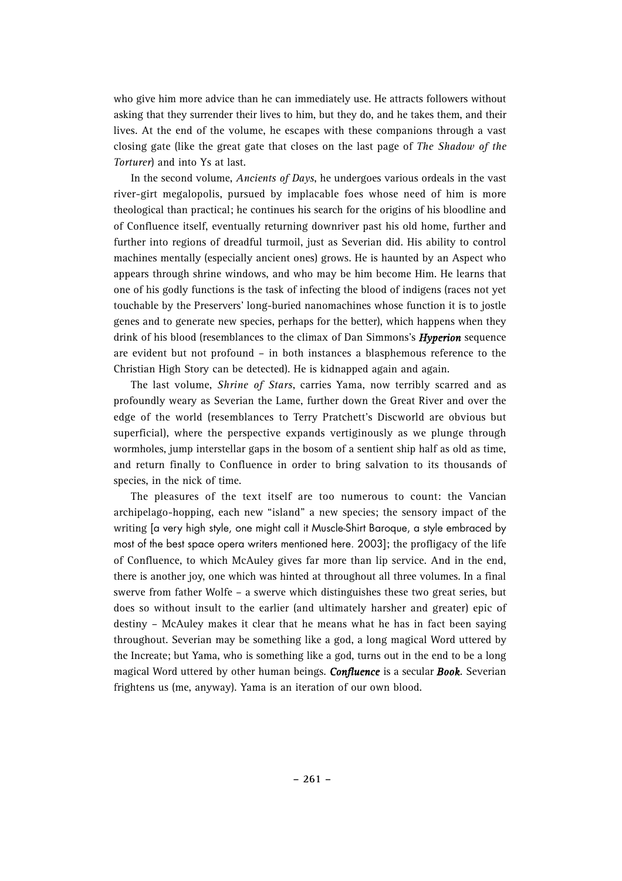who give him more advice than he can immediately use. He attracts followers without asking that they surrender their lives to him, but they do, and he takes them, and their lives. At the end of the volume, he escapes with these companions through a vast closing gate (like the great gate that closes on the last page of *The Shadow of the Torturer*) and into Ys at last.

In the second volume, *Ancients of Days*, he undergoes various ordeals in the vast river-girt megalopolis, pursued by implacable foes whose need of him is more theological than practical; he continues his search for the origins of his bloodline and of Confluence itself, eventually returning downriver past his old home, further and further into regions of dreadful turmoil, just as Severian did. His ability to control machines mentally (especially ancient ones) grows. He is haunted by an Aspect who appears through shrine windows, and who may be him become Him. He learns that one of his godly functions is the task of infecting the blood of indigens (races not yet touchable by the Preservers' long-buried nanomachines whose function it is to jostle genes and to generate new species, perhaps for the better), which happens when they drink of his blood (resemblances to the climax of Dan Simmons's ***Hyperion*** sequence are evident but not profound – in both instances a blasphemous reference to the Christian High Story can be detected). He is kidnapped again and again.

The last volume, *Shrine of Stars*, carries Yama, now terribly scarred and as profoundly weary as Severian the Lame, further down the Great River and over the edge of the world (resemblances to Terry Pratchett's Discworld are obvious but superficial), where the perspective expands vertiginously as we plunge through wormholes, jump interstellar gaps in the bosom of a sentient ship half as old as time, and return finally to Confluence in order to bring salvation to its thousands of species, in the nick of time.

The pleasures of the text itself are too numerous to count: the Vancian archipelago-hopping, each new "island" a new species; the sensory impact of the writing [a very high style, one might call it Muscle-Shirt Baroque, a style embraced by most of the best space opera writers mentioned here. 2003]; the profligacy of the life of Confluence, to which McAuley gives far more than lip service. And in the end, there is another joy, one which was hinted at throughout all three volumes. In a final swerve from father Wolfe – a swerve which distinguishes these two great series, but does so without insult to the earlier (and ultimately harsher and greater) epic of destiny – McAuley makes it clear that he means what he has in fact been saying throughout. Severian may be something like a god, a long magical Word uttered by the Increate; but Yama, who is something like a god, turns out in the end to be a long magical Word uttered by other human beings. ***Confluence*** is a secular ***Book***. Severian frightens us (me, anyway). Yama is an iteration of our own blood.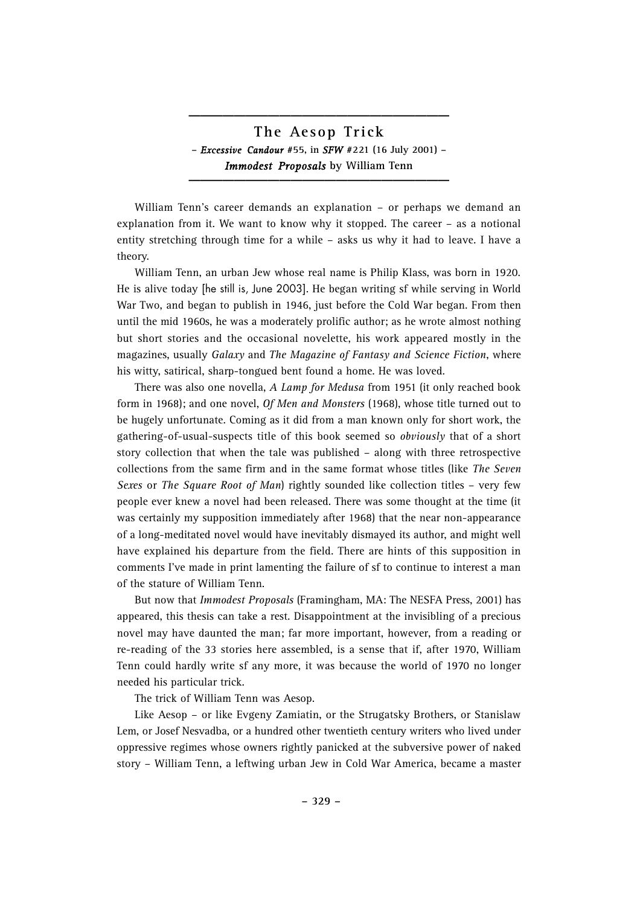## The Aesop Trick

– *Excessive Candour* #55, in *SFW* #221 (16 July 2001) –
*Immodest Proposals* by William Tenn

William Tenn's career demands an explanation – or perhaps we demand an explanation from it. We want to know why it stopped. The career – as a notional entity stretching through time for a while – asks us why it had to leave. I have a theory.

William Tenn, an urban Jew whose real name is Philip Klass, was born in 1920. He is alive today [he still is, June 2003]. He began writing sf while serving in World War Two, and began to publish in 1946, just before the Cold War began. From then until the mid 1960s, he was a moderately prolific author; as he wrote almost nothing but short stories and the occasional novelette, his work appeared mostly in the magazines, usually *Galaxy* and *The Magazine of Fantasy and Science Fiction*, where his witty, satirical, sharp-tongued bent found a home. He was loved.

There was also one novella, *A Lamp for Medusa* from 1951 (it only reached book form in 1968); and one novel, *Of Men and Monsters* (1968), whose title turned out to be hugely unfortunate. Coming as it did from a man known only for short work, the gathering-of-usual-suspects title of this book seemed so *obviously* that of a short story collection that when the tale was published – along with three retrospective collections from the same firm and in the same format whose titles (like *The Seven Sexes* or *The Square Root of Man*) rightly sounded like collection titles – very few people ever knew a novel had been released. There was some thought at the time (it was certainly my supposition immediately after 1968) that the near non-appearance of a long-meditated novel would have inevitably dismayed its author, and might well have explained his departure from the field. There are hints of this supposition in comments I've made in print lamenting the failure of sf to continue to interest a man of the stature of William Tenn.

But now that *Immodest Proposals* (Framingham, MA: The NESFA Press, 2001) has appeared, this thesis can take a rest. Disappointment at the invisibling of a precious novel may have daunted the man; far more important, however, from a reading or re-reading of the 33 stories here assembled, is a sense that if, after 1970, William Tenn could hardly write sf any more, it was because the world of 1970 no longer needed his particular trick.

The trick of William Tenn was Aesop.

Like Aesop – or like Evgeny Zamiatin, or the Strugatsky Brothers, or Stanislaw Lem, or Josef Nesvadba, or a hundred other twentieth century writers who lived under oppressive regimes whose owners rightly panicked at the subversive power of naked story – William Tenn, a leftwing urban Jew in Cold War America, became a master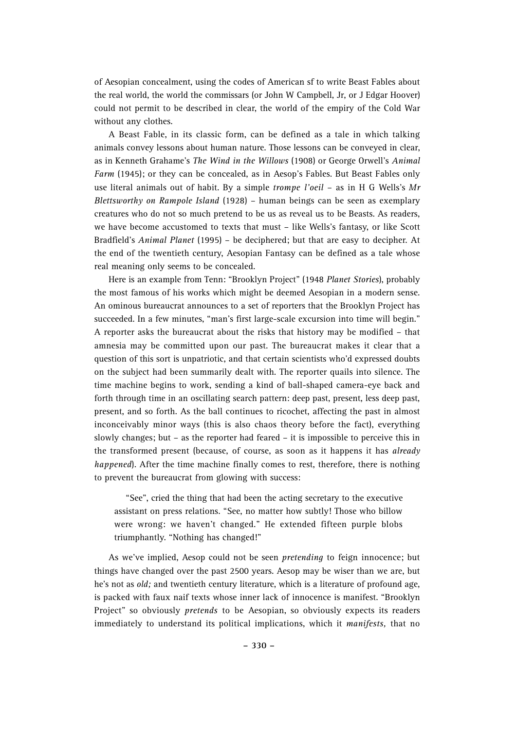of Aesopian concealment, using the codes of American sf to write Beast Fables about the real world, the world the commissars (or John W Campbell, Jr, or J Edgar Hoover) could not permit to be described in clear, the world of the empiry of the Cold War without any clothes.

A Beast Fable, in its classic form, can be defined as a tale in which talking animals convey lessons about human nature. Those lessons can be conveyed in clear, as in Kenneth Grahame's *The Wind in the Willows* (1908) or George Orwell's *Animal Farm* (1945); or they can be concealed, as in Aesop's Fables. But Beast Fables only use literal animals out of habit. By a simple *trompe l'oeil* – as in H G Wells's *Mr Blettsworthy on Rampole Island* (1928) – human beings can be seen as exemplary creatures who do not so much pretend to be us as reveal us to be Beasts. As readers, we have become accustomed to texts that must – like Wells's fantasy, or like Scott Bradfield's *Animal Planet* (1995) – be deciphered; but that are easy to decipher. At the end of the twentieth century, Aesopian Fantasy can be defined as a tale whose real meaning only seems to be concealed.

Here is an example from Tenn: "Brooklyn Project" (1948 *Planet Stories*), probably the most famous of his works which might be deemed Aesopian in a modern sense. An ominous bureaucrat announces to a set of reporters that the Brooklyn Project has succeeded. In a few minutes, "man's first large-scale excursion into time will begin." A reporter asks the bureaucrat about the risks that history may be modified – that amnesia may be committed upon our past. The bureaucrat makes it clear that a question of this sort is unpatriotic, and that certain scientists who'd expressed doubts on the subject had been summarily dealt with. The reporter quails into silence. The time machine begins to work, sending a kind of ball-shaped camera-eye back and forth through time in an oscillating search pattern: deep past, present, less deep past, present, and so forth. As the ball continues to ricochet, affecting the past in almost inconceivably minor ways (this is also chaos theory before the fact), everything slowly changes; but – as the reporter had feared – it is impossible to perceive this in the transformed present (because, of course, as soon as it happens it has *already happened*). After the time machine finally comes to rest, therefore, there is nothing to prevent the bureaucrat from glowing with success:

> "See", cried the thing that had been the acting secretary to the executive assistant on press relations. "See, no matter how subtly! Those who billow were wrong: we haven't changed." He extended fifteen purple blobs triumphantly. "Nothing has changed!"

As we've implied, Aesop could not be seen *pretending* to feign innocence; but things have changed over the past 2500 years. Aesop may be wiser than we are, but he's not as *old;* and twentieth century literature, which is a literature of profound age, is packed with faux naif texts whose inner lack of innocence is manifest. "Brooklyn Project" so obviously *pretends* to be Aesopian, so obviously expects its readers immediately to understand its political implications, which it *manifests,* that no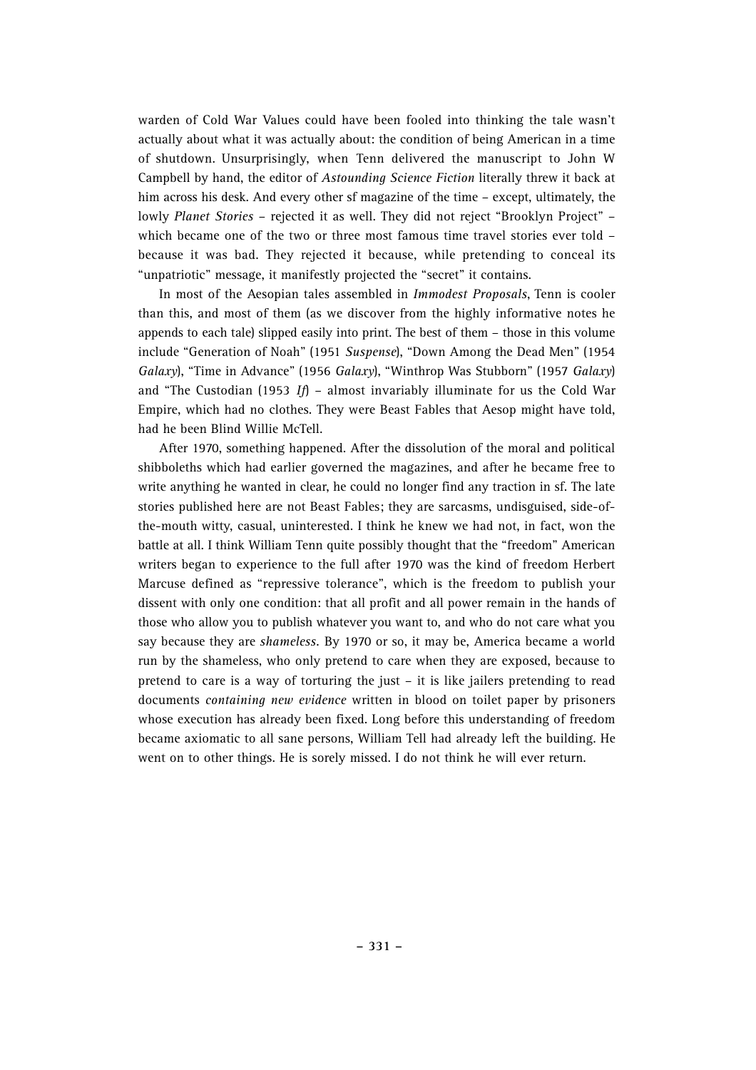warden of Cold War Values could have been fooled into thinking the tale wasn't actually about what it was actually about: the condition of being American in a time of shutdown. Unsurprisingly, when Tenn delivered the manuscript to John W Campbell by hand, the editor of *Astounding Science Fiction* literally threw it back at him across his desk. And every other sf magazine of the time – except, ultimately, the lowly *Planet Stories* – rejected it as well. They did not reject "Brooklyn Project" – which became one of the two or three most famous time travel stories ever told – because it was bad. They rejected it because, while pretending to conceal its "unpatriotic" message, it manifestly projected the "secret" it contains.

In most of the Aesopian tales assembled in *Immodest Proposals*, Tenn is cooler than this, and most of them (as we discover from the highly informative notes he appends to each tale) slipped easily into print. The best of them – those in this volume include "Generation of Noah" (1951 *Suspense*), "Down Among the Dead Men" (1954 *Galaxy*), "Time in Advance" (1956 *Galaxy*), "Winthrop Was Stubborn" (1957 *Galaxy*) and "The Custodian (1953 *If*) – almost invariably illuminate for us the Cold War Empire, which had no clothes. They were Beast Fables that Aesop might have told, had he been Blind Willie McTell.

After 1970, something happened. After the dissolution of the moral and political shibboleths which had earlier governed the magazines, and after he became free to write anything he wanted in clear, he could no longer find any traction in sf. The late stories published here are not Beast Fables; they are sarcasms, undisguised, side-of-the-mouth witty, casual, uninterested. I think he knew we had not, in fact, won the battle at all. I think William Tenn quite possibly thought that the "freedom" American writers began to experience to the full after 1970 was the kind of freedom Herbert Marcuse defined as "repressive tolerance", which is the freedom to publish your dissent with only one condition: that all profit and all power remain in the hands of those who allow you to publish whatever you want to, and who do not care what you say because they are *shameless*. By 1970 or so, it may be, America became a world run by the shameless, who only pretend to care when they are exposed, because to pretend to care is a way of torturing the just – it is like jailers pretending to read documents *containing new evidence* written in blood on toilet paper by prisoners whose execution has already been fixed. Long before this understanding of freedom became axiomatic to all sane persons, William Tell had already left the building. He went on to other things. He is sorely missed. I do not think he will ever return.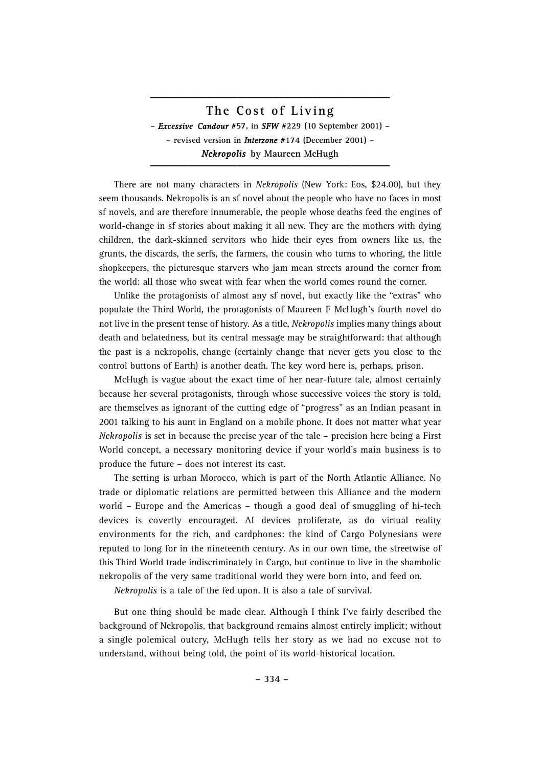## The Cost of Living

– *Excessive Candour* #57, in *SFW* #229 (10 September 2001) –
– revised version in *Interzone* #174 (December 2001) –
***Nekropolis*** by Maureen McHugh

There are not many characters in *Nekropolis* (New York: Eos, $24.00), but they seem thousands. Nekropolis is an sf novel about the people who have no faces in most sf novels, and are therefore innumerable, the people whose deaths feed the engines of world-change in sf stories about making it all new. They are the mothers with dying children, the dark-skinned servitors who hide their eyes from owners like us, the grunts, the discards, the serfs, the farmers, the cousin who turns to whoring, the little shopkeepers, the picturesque starvers who jam mean streets around the corner from the world: all those who sweat with fear when the world comes round the corner.

Unlike the protagonists of almost any sf novel, but exactly like the "extras" who populate the Third World, the protagonists of Maureen F McHugh's fourth novel do not live in the present tense of history. As a title, *Nekropolis* implies many things about death and belatedness, but its central message may be straightforward: that although the past is a nekropolis, change (certainly change that never gets you close to the control buttons of Earth) is another death. The key word here is, perhaps, prison.

McHugh is vague about the exact time of her near-future tale, almost certainly because her several protagonists, through whose successive voices the story is told, are themselves as ignorant of the cutting edge of "progress" as an Indian peasant in 2001 talking to his aunt in England on a mobile phone. It does not matter what year *Nekropolis* is set in because the precise year of the tale – precision here being a First World concept, a necessary monitoring device if your world's main business is to produce the future – does not interest its cast.

The setting is urban Morocco, which is part of the North Atlantic Alliance. No trade or diplomatic relations are permitted between this Alliance and the modern world – Europe and the Americas – though a good deal of smuggling of hi-tech devices is covertly encouraged. AI devices proliferate, as do virtual reality environments for the rich, and cardphones: the kind of Cargo Polynesians were reputed to long for in the nineteenth century. As in our own time, the streetwise of this Third World trade indiscriminately in Cargo, but continue to live in the shambolic nekropolis of the very same traditional world they were born into, and feed on.

*Nekropolis* is a tale of the fed upon. It is also a tale of survival.

But one thing should be made clear. Although I think I've fairly described the background of Nekropolis, that background remains almost entirely implicit; without a single polemical outcry, McHugh tells her story as we had no excuse not to understand, without being told, the point of its world-historical location.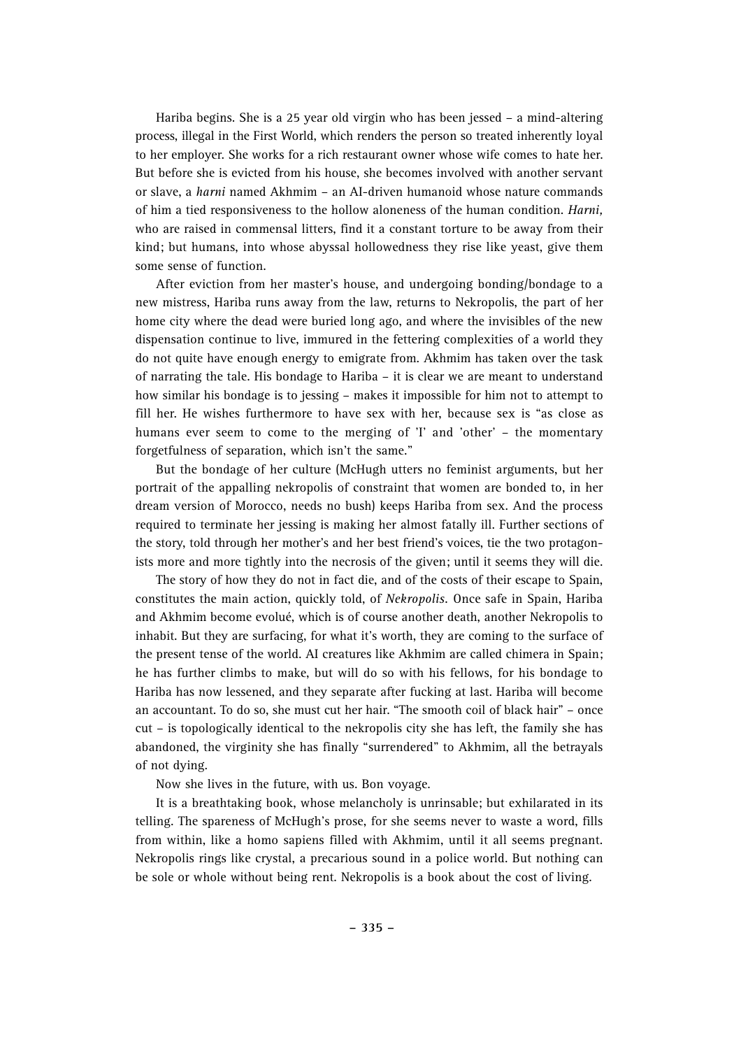Hariba begins. She is a 25 year old virgin who has been jessed – a mind-altering process, illegal in the First World, which renders the person so treated inherently loyal to her employer. She works for a rich restaurant owner whose wife comes to hate her. But before she is evicted from his house, she becomes involved with another servant or slave, a *harni* named Akhmim – an AI-driven humanoid whose nature commands of him a tied responsiveness to the hollow aloneness of the human condition. *Harni,* who are raised in commensal litters, find it a constant torture to be away from their kind; but humans, into whose abyssal hollowedness they rise like yeast, give them some sense of function.

After eviction from her master's house, and undergoing bonding/bondage to a new mistress, Hariba runs away from the law, returns to Nekropolis, the part of her home city where the dead were buried long ago, and where the invisibles of the new dispensation continue to live, immured in the fettering complexities of a world they do not quite have enough energy to emigrate from. Akhmim has taken over the task of narrating the tale. His bondage to Hariba – it is clear we are meant to understand how similar his bondage is to jessing – makes it impossible for him not to attempt to fill her. He wishes furthermore to have sex with her, because sex is "as close as humans ever seem to come to the merging of 'I' and 'other' – the momentary forgetfulness of separation, which isn't the same."

But the bondage of her culture (McHugh utters no feminist arguments, but her portrait of the appalling nekropolis of constraint that women are bonded to, in her dream version of Morocco, needs no bush) keeps Hariba from sex. And the process required to terminate her jessing is making her almost fatally ill. Further sections of the story, told through her mother's and her best friend's voices, tie the two protagonists more and more tightly into the necrosis of the given; until it seems they will die.

The story of how they do not in fact die, and of the costs of their escape to Spain, constitutes the main action, quickly told, of *Nekropolis*. Once safe in Spain, Hariba and Akhmim become evolué, which is of course another death, another Nekropolis to inhabit. But they are surfacing, for what it's worth, they are coming to the surface of the present tense of the world. AI creatures like Akhmim are called chimera in Spain; he has further climbs to make, but will do so with his fellows, for his bondage to Hariba has now lessened, and they separate after fucking at last. Hariba will become an accountant. To do so, she must cut her hair. "The smooth coil of black hair" – once cut – is topologically identical to the nekropolis city she has left, the family she has abandoned, the virginity she has finally "surrendered" to Akhmim, all the betrayals of not dying.

Now she lives in the future, with us. Bon voyage.

It is a breathtaking book, whose melancholy is unrinsable; but exhilarated in its telling. The spareness of McHugh's prose, for she seems never to waste a word, fills from within, like a homo sapiens filled with Akhmim, until it all seems pregnant. Nekropolis rings like crystal, a precarious sound in a police world. But nothing can be sole or whole without being rent. Nekropolis is a book about the cost of living.